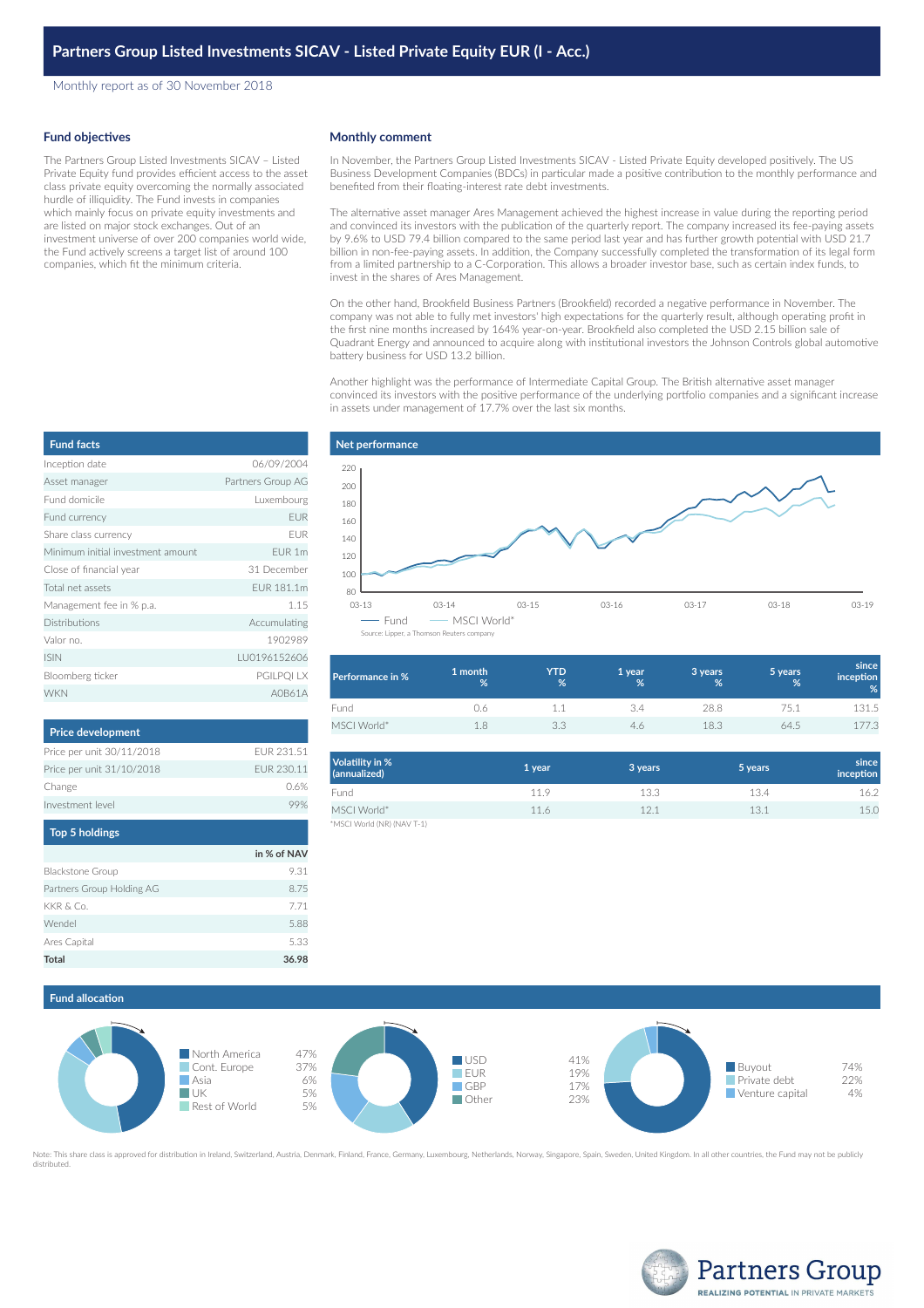# Partners Group Listed Investments SICAV - Listed Private Equity EUR (I - Acc.)

Monthly report as of 30 November 2018

## Fund objectives

The Partners Group Listed Investments SICAV – Listed Private Equity fund provides efficient access to the asset class private equity overcoming the normally associated hurdle of illiquidity. The Fund invests in companies which mainly focus on private equity investments and are listed on major stock exchanges. Out of an investment universe of over 200 companies world wide, the Fund actively screens a target list of around 100 companies, which fit the minimum criteria.

## Monthly comment

In November, the Partners Group Listed Investments SICAV - Listed Private Equity developed positively. The US Business Development Companies (BDCs) in particular made a positive contribution to the monthly performance and benefited from their floating-interest rate debt investments.

The alternative asset manager Ares Management achieved the highest increase in value during the reporting period and convinced its investors with the publication of the quarterly report. The company increased its fee-paying assets by 9.6% to USD 79.4 billion compared to the same period last year and has further growth potential with USD 21.7 billion in non-fee-paying assets. In addition, the Company successfully completed the transformation of its legal form from a limited partnership to a C-Corporation. This allows a broader investor base, such as certain index funds, to invest in the shares of Ares Management.

On the other hand, Brookfield Business Partners (Brookfield) recorded a negative performance in November. The company was not able to fully met investors' high expectations for the quarterly result, although operating profit in the first nine months increased by 164% year-on-year. Brookfield also completed the USD 2.15 billion sale of Quadrant Energy and announced to acquire along with institutional investors the Johnson Controls global automotive battery business for USD 13.2 billion.

Another highlight was the performance of Intermediate Capital Group. The British alternative asset manager convinced its investors with the positive performance of the underlying portfolio companies and a significant increase in assets under management of 17.7% over the last six months.

## Fund facts

| | |
|---|---|
| Inception date | 06/09/2004 |
| Asset manager | Partners Group AG |
| Fund domicile | Luxembourg |
| Fund currency | EUR |
| Share class currency | EUR |
| Minimum initial investment amount | EUR 1m |
| Close of financial year | 31 December |
| Total net assets | EUR 181.1m |
| Management fee in % p.a. | 1.15 |
| Distributions | Accumulating |
| Valor no. | 1902989 |
| ISIN | LU0196152606 |
| Bloomberg ticker | PGILPQI LX |
| WKN | A0B61A |

## Net performance

Fund — MSCI World*

Source: Lipper, a Thomson Reuters company

| Performance in % | 1 month % | YTD % | 1 year % | 3 years % | 5 years % | since inception % |
|---|---|---|---|---|---|---|
| Fund | 0.6 | 1.1 | 3.4 | 28.8 | 75.1 | 131.5 |
| MSCI World* | 1.8 | 3.3 | 4.6 | 18.3 | 64.5 | 177.3 |

| Volatility in % (annualized) | 1 year | 3 years | 5 years | since inception |
|---|---|---|---|---|
| Fund | 11.9 | 13.3 | 13.4 | 16.2 |
| MSCI World* | 11.6 | 12.1 | 13.1 | 15.0 |

*MSCI World (NR) (NAV T-1)

## Price development

| | |
|---|---|
| Price per unit 30/11/2018 | EUR 231.51 |
| Price per unit 31/10/2018 | EUR 230.11 |
| Change | 0.6% |
| Investment level | 99% |

## Top 5 holdings

| | in % of NAV |
|---|---|
| Blackstone Group | 9.31 |
| Partners Group Holding AG | 8.75 |
| KKR & Co. | 7.71 |
| Wendel | 5.88 |
| Ares Capital | 5.33 |
| **Total** | **36.98** |

## Fund allocation

| Region | % |
|---|---|
| North America | 47% |
| Cont. Europe | 37% |
| Asia | 6% |
| UK | 5% |
| Rest of World | 5% |

| Currency | % |
|---|---|
| USD | 41% |
| EUR | 19% |
| GBP | 17% |
| Other | 23% |

| Type | % |
|---|---|
| Buyout | 74% |
| Private debt | 22% |
| Venture capital | 4% |

Note: This share class is approved for distribution in Ireland, Switzerland, Austria, Denmark, Finland, France, Germany, Luxembourg, Netherlands, Norway, Singapore, Spain, Sweden, United Kingdom. In all other countries, the Fund may not be publicly distributed.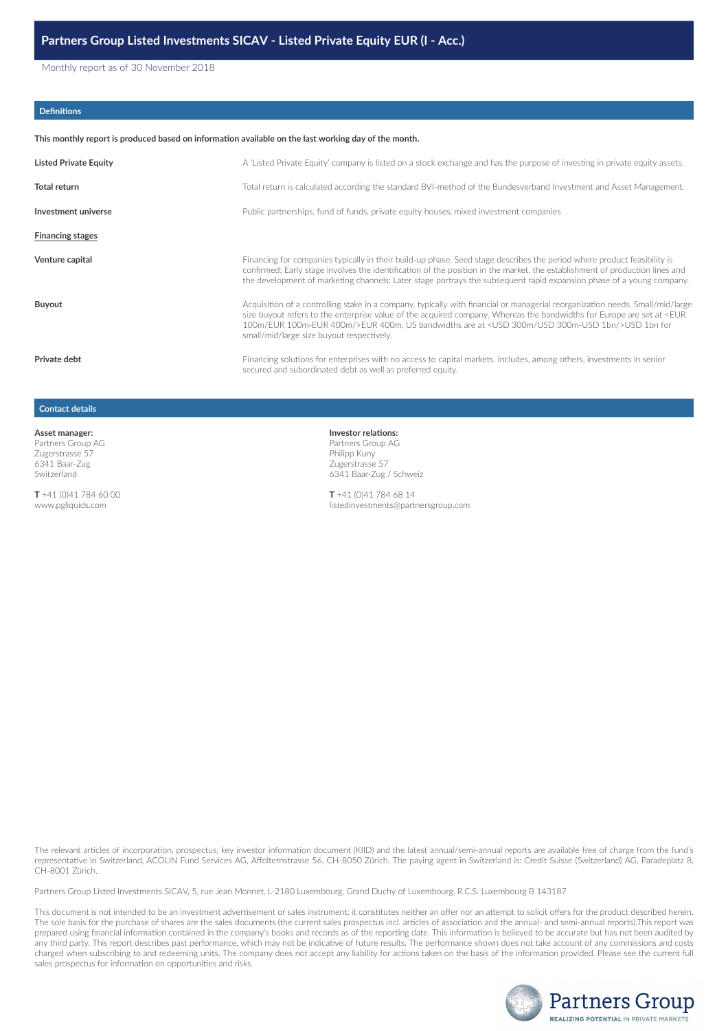# Partners Group Listed Investments SICAV - Listed Private Equity EUR (I - Acc.)

Monthly report as of 30 November 2018

## Definitions

**This monthly report is produced based on information available on the last working day of the month.**

| | |
|---|---|
| **Listed Private Equity** | A 'Listed Private Equity' company is listed on a stock exchange and has the purpose of investing in private equity assets. |
| **Total return** | Total return is calculated according the standard BVI-method of the Bundesverband Investment and Asset Management. |
| **Investment universe** | Public partnerships, fund of funds, private equity houses, mixed investment companies |
| **Financing stages** | |
| **Venture capital** | Financing for companies typically in their build-up phase. Seed stage describes the period where product feasibility is confirmed; Early stage involves the identification of the position in the market, the establishment of production lines and the development of marketing channels; Later stage portrays the subsequent rapid expansion phase of a young company. |
| **Buyout** | Acquisition of a controlling stake in a company, typically with financial or managerial reorganization needs. Small/mid/large size buyout refers to the enterprise value of the acquired company. Whereas the bandwidths for Europe are set at <EUR 100m/EUR 100m-EUR 400m/>EUR 400m, US bandwidths are at <USD 300m/USD 300m-USD 1bn/>USD 1bn for small/mid/large size buyout respectively. |
| **Private debt** | Financing solutions for enterprises with no access to capital markets. Includes, among others, investments in senior secured and subordinated debt as well as preferred equity. |

## Contact details

**Asset manager:**
Partners Group AG
Zugerstrasse 57
6341 Baar-Zug
Switzerland

**T** +41 (0)41 784 60 00
www.pgliquids.com

**Investor relations:**
Partners Group AG
Philipp Kuny
Zugerstrasse 57
6341 Baar-Zug / Schweiz

**T** +41 (0)41 784 68 14
listedinvestments@partnersgroup.com

The relevant articles of incorporation, prospectus, key investor information document (KIID) and the latest annual/semi-annual reports are available free of charge from the fund's representative in Switzerland, ACOLIN Fund Services AG, Affolternstrasse 56, CH-8050 Zürich. The paying agent in Switzerland is: Credit Suisse (Switzerland) AG, Paradeplatz 8, CH-8001 Zürich.

Partners Group Listed Investments SICAV, 5, rue Jean Monnet, L-2180 Luxembourg, Grand Duchy of Luxembourg, R.C.S. Luxembourg B 143187

This document is not intended to be an investment advertisement or sales instrument; it constitutes neither an offer nor an attempt to solicit offers for the product described herein. The sole basis for the purchase of shares are the sales documents (the current sales prospectus incl. articles of association and the annual- and semi-annual reports).This report was prepared using financial information contained in the company's books and records as of the reporting date. This information is believed to be accurate but has not been audited by any third party. This report describes past performance, which may not be indicative of future results. The performance shown does not take account of any commissions and costs charged when subscribing to and redeeming units. The company does not accept any liability for actions taken on the basis of the information provided. Please see the current full sales prospectus for information on opportunities and risks.

Partners Group
REALIZING POTENTIAL IN PRIVATE MARKETS